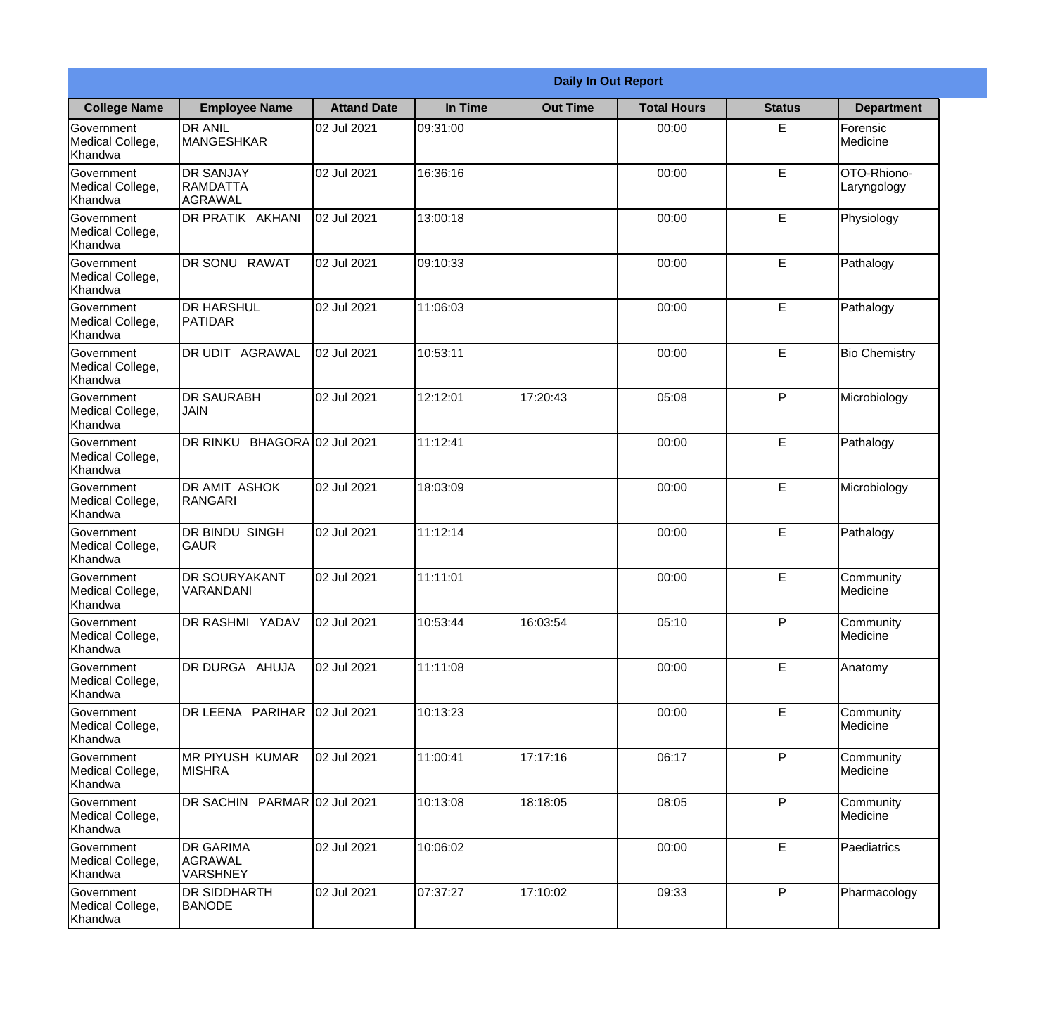| Daily In Out Report | | | | | | | |
|---|---|---|---|---|---|---|---|
| **College Name** | **Employee Name** | **Attand Date** | **In Time** | **Out Time** | **Total Hours** | **Status** | **Department** |
| Government Medical College, Khandwa | DR ANIL MANGESHKAR | 02 Jul 2021 | 09:31:00 | | 00:00 | E | Forensic Medicine |
| Government Medical College, Khandwa | DR SANJAY RAMDATTA AGRAWAL | 02 Jul 2021 | 16:36:16 | | 00:00 | E | OTO-Rhiono-Laryngology |
| Government Medical College, Khandwa | DR PRATIK AKHANI | 02 Jul 2021 | 13:00:18 | | 00:00 | E | Physiology |
| Government Medical College, Khandwa | DR SONU RAWAT | 02 Jul 2021 | 09:10:33 | | 00:00 | E | Pathalogy |
| Government Medical College, Khandwa | DR HARSHUL PATIDAR | 02 Jul 2021 | 11:06:03 | | 00:00 | E | Pathalogy |
| Government Medical College, Khandwa | DR UDIT AGRAWAL | 02 Jul 2021 | 10:53:11 | | 00:00 | E | Bio Chemistry |
| Government Medical College, Khandwa | DR SAURABH JAIN | 02 Jul 2021 | 12:12:01 | 17:20:43 | 05:08 | P | Microbiology |
| Government Medical College, Khandwa | DR RINKU BHAGORA | 02 Jul 2021 | 11:12:41 | | 00:00 | E | Pathalogy |
| Government Medical College, Khandwa | DR AMIT ASHOK RANGARI | 02 Jul 2021 | 18:03:09 | | 00:00 | E | Microbiology |
| Government Medical College, Khandwa | DR BINDU SINGH GAUR | 02 Jul 2021 | 11:12:14 | | 00:00 | E | Pathalogy |
| Government Medical College, Khandwa | DR SOURYAKANT VARANDANI | 02 Jul 2021 | 11:11:01 | | 00:00 | E | Community Medicine |
| Government Medical College, Khandwa | DR RASHMI YADAV | 02 Jul 2021 | 10:53:44 | 16:03:54 | 05:10 | P | Community Medicine |
| Government Medical College, Khandwa | DR DURGA AHUJA | 02 Jul 2021 | 11:11:08 | | 00:00 | E | Anatomy |
| Government Medical College, Khandwa | DR LEENA PARIHAR | 02 Jul 2021 | 10:13:23 | | 00:00 | E | Community Medicine |
| Government Medical College, Khandwa | MR PIYUSH KUMAR MISHRA | 02 Jul 2021 | 11:00:41 | 17:17:16 | 06:17 | P | Community Medicine |
| Government Medical College, Khandwa | DR SACHIN PARMAR | 02 Jul 2021 | 10:13:08 | 18:18:05 | 08:05 | P | Community Medicine |
| Government Medical College, Khandwa | DR GARIMA AGRAWAL VARSHNEY | 02 Jul 2021 | 10:06:02 | | 00:00 | E | Paediatrics |
| Government Medical College, Khandwa | DR SIDDHARTH BANODE | 02 Jul 2021 | 07:37:27 | 17:10:02 | 09:33 | P | Pharmacology |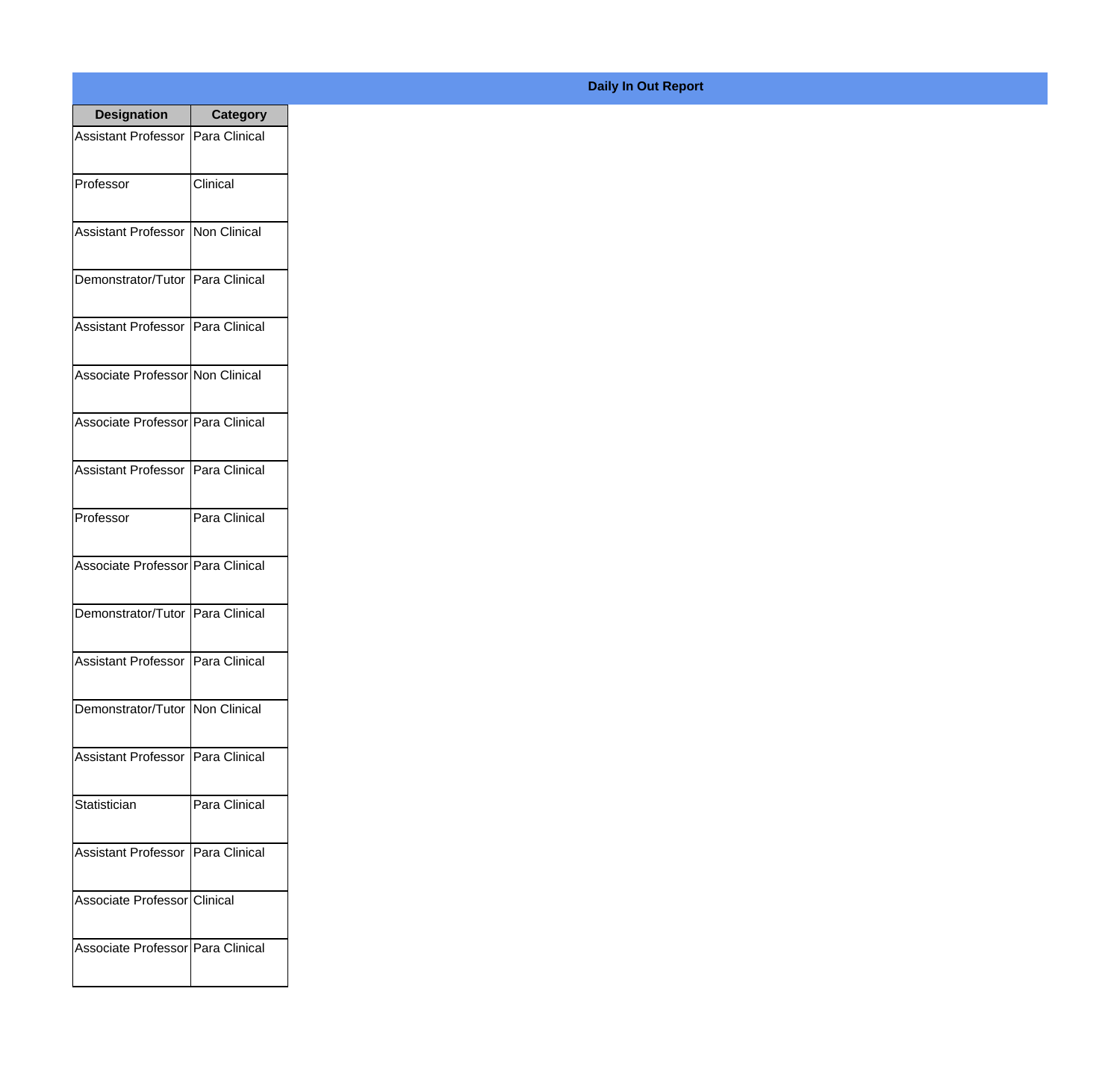**Daily In Out Report**

| Designation | Category |
| --- | --- |
| Assistant Professor | Para Clinical |
| Professor | Clinical |
| Assistant Professor | Non Clinical |
| Demonstrator/Tutor | Para Clinical |
| Assistant Professor | Para Clinical |
| Associate Professor | Non Clinical |
| Associate Professor | Para Clinical |
| Assistant Professor | Para Clinical |
| Professor | Para Clinical |
| Associate Professor | Para Clinical |
| Demonstrator/Tutor | Para Clinical |
| Assistant Professor | Para Clinical |
| Demonstrator/Tutor | Non Clinical |
| Assistant Professor | Para Clinical |
| Statistician | Para Clinical |
| Assistant Professor | Para Clinical |
| Associate Professor | Clinical |
| Associate Professor | Para Clinical |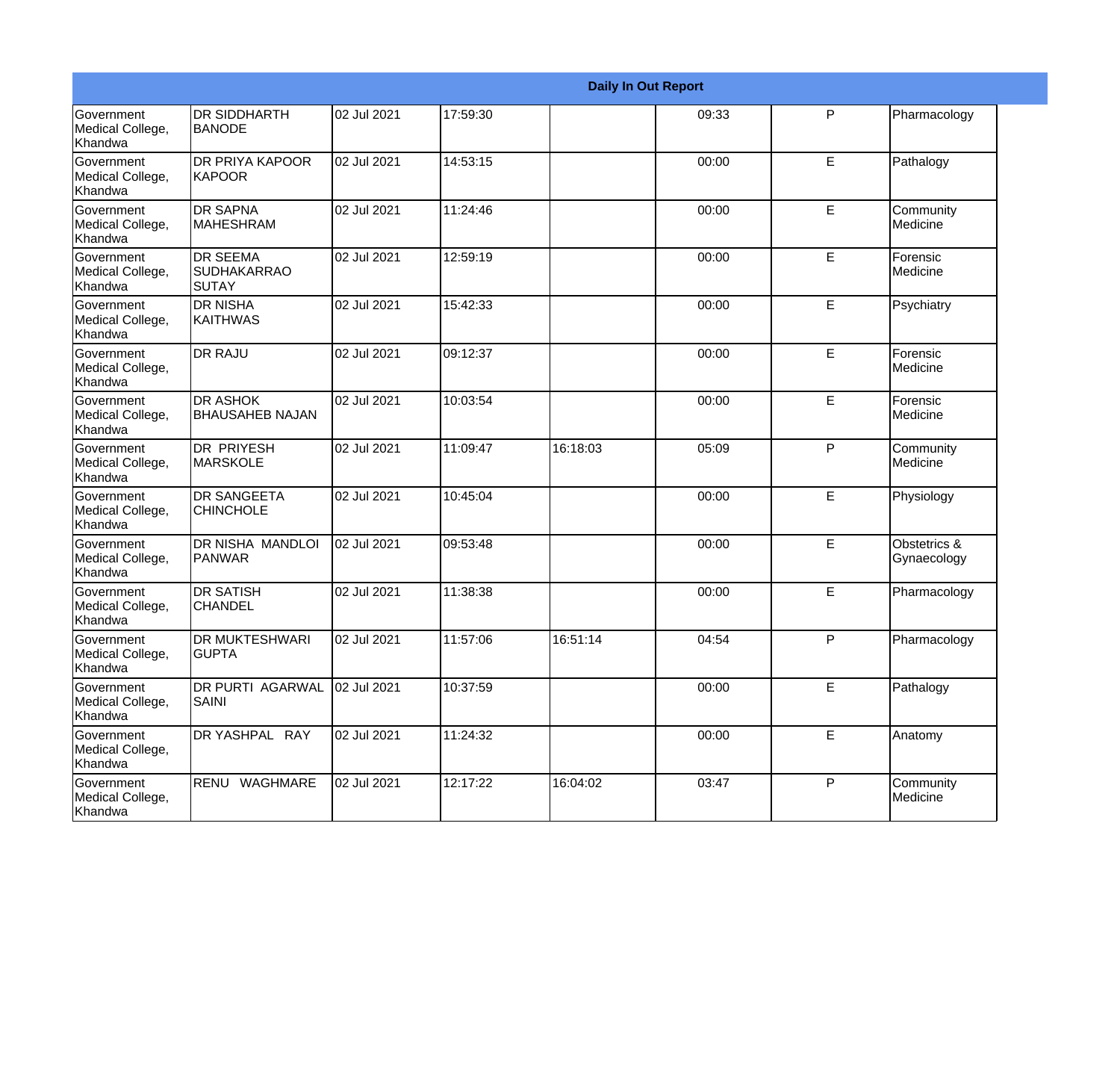| Daily In Out Report | | | | | | | |
|---|---|---|---|---|---|---|---|
| Government Medical College, Khandwa | DR SIDDHARTH BANODE | 02 Jul 2021 | 17:59:30 | | 09:33 | P | Pharmacology |
| Government Medical College, Khandwa | DR PRIYA KAPOOR KAPOOR | 02 Jul 2021 | 14:53:15 | | 00:00 | E | Pathalogy |
| Government Medical College, Khandwa | DR SAPNA MAHESHRAM | 02 Jul 2021 | 11:24:46 | | 00:00 | E | Community Medicine |
| Government Medical College, Khandwa | DR SEEMA SUDHAKARRAO SUTAY | 02 Jul 2021 | 12:59:19 | | 00:00 | E | Forensic Medicine |
| Government Medical College, Khandwa | DR NISHA KAITHWAS | 02 Jul 2021 | 15:42:33 | | 00:00 | E | Psychiatry |
| Government Medical College, Khandwa | DR RAJU | 02 Jul 2021 | 09:12:37 | | 00:00 | E | Forensic Medicine |
| Government Medical College, Khandwa | DR ASHOK BHAUSAHEB NAJAN | 02 Jul 2021 | 10:03:54 | | 00:00 | E | Forensic Medicine |
| Government Medical College, Khandwa | DR PRIYESH MARSKOLE | 02 Jul 2021 | 11:09:47 | 16:18:03 | 05:09 | P | Community Medicine |
| Government Medical College, Khandwa | DR SANGEETA CHINCHOLE | 02 Jul 2021 | 10:45:04 | | 00:00 | E | Physiology |
| Government Medical College, Khandwa | DR NISHA MANDLOI PANWAR | 02 Jul 2021 | 09:53:48 | | 00:00 | E | Obstetrics & Gynaecology |
| Government Medical College, Khandwa | DR SATISH CHANDEL | 02 Jul 2021 | 11:38:38 | | 00:00 | E | Pharmacology |
| Government Medical College, Khandwa | DR MUKTESHWARI GUPTA | 02 Jul 2021 | 11:57:06 | 16:51:14 | 04:54 | P | Pharmacology |
| Government Medical College, Khandwa | DR PURTI AGARWAL SAINI | 02 Jul 2021 | 10:37:59 | | 00:00 | E | Pathalogy |
| Government Medical College, Khandwa | DR YASHPAL RAY | 02 Jul 2021 | 11:24:32 | | 00:00 | E | Anatomy |
| Government Medical College, Khandwa | RENU WAGHMARE | 02 Jul 2021 | 12:17:22 | 16:04:02 | 03:47 | P | Community Medicine |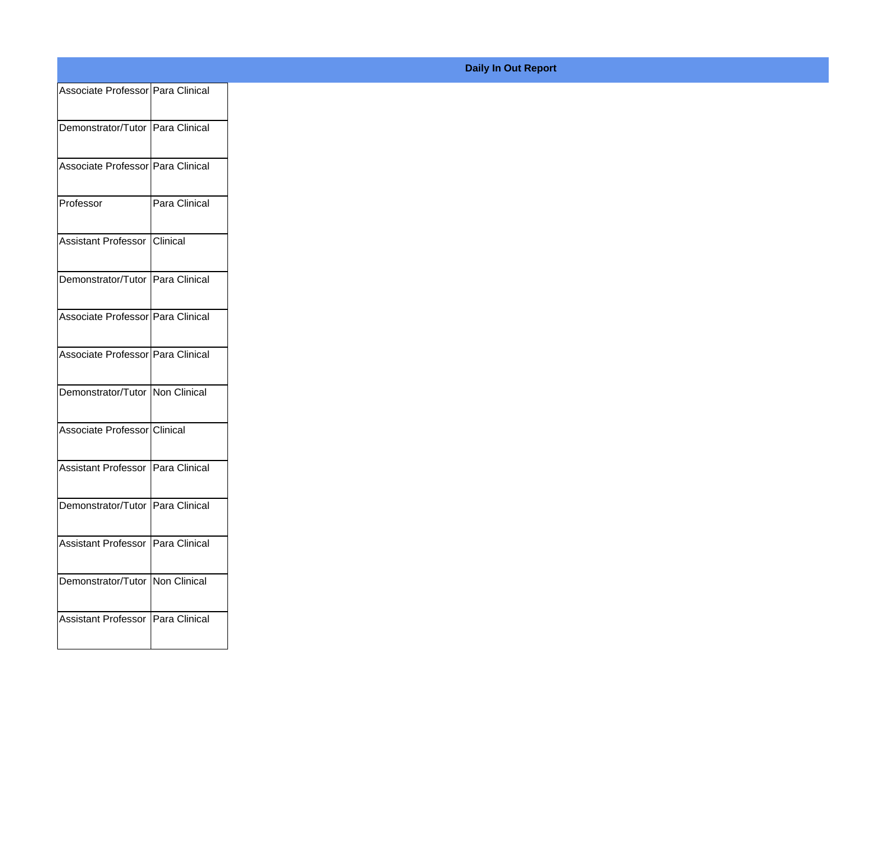**Daily In Out Report**

| | |
|---|---|
| Associate Professor | Para Clinical |
| Demonstrator/Tutor | Para Clinical |
| Associate Professor | Para Clinical |
| Professor | Para Clinical |
| Assistant Professor | Clinical |
| Demonstrator/Tutor | Para Clinical |
| Associate Professor | Para Clinical |
| Associate Professor | Para Clinical |
| Demonstrator/Tutor | Non Clinical |
| Associate Professor | Clinical |
| Assistant Professor | Para Clinical |
| Demonstrator/Tutor | Para Clinical |
| Assistant Professor | Para Clinical |
| Demonstrator/Tutor | Non Clinical |
| Assistant Professor | Para Clinical |